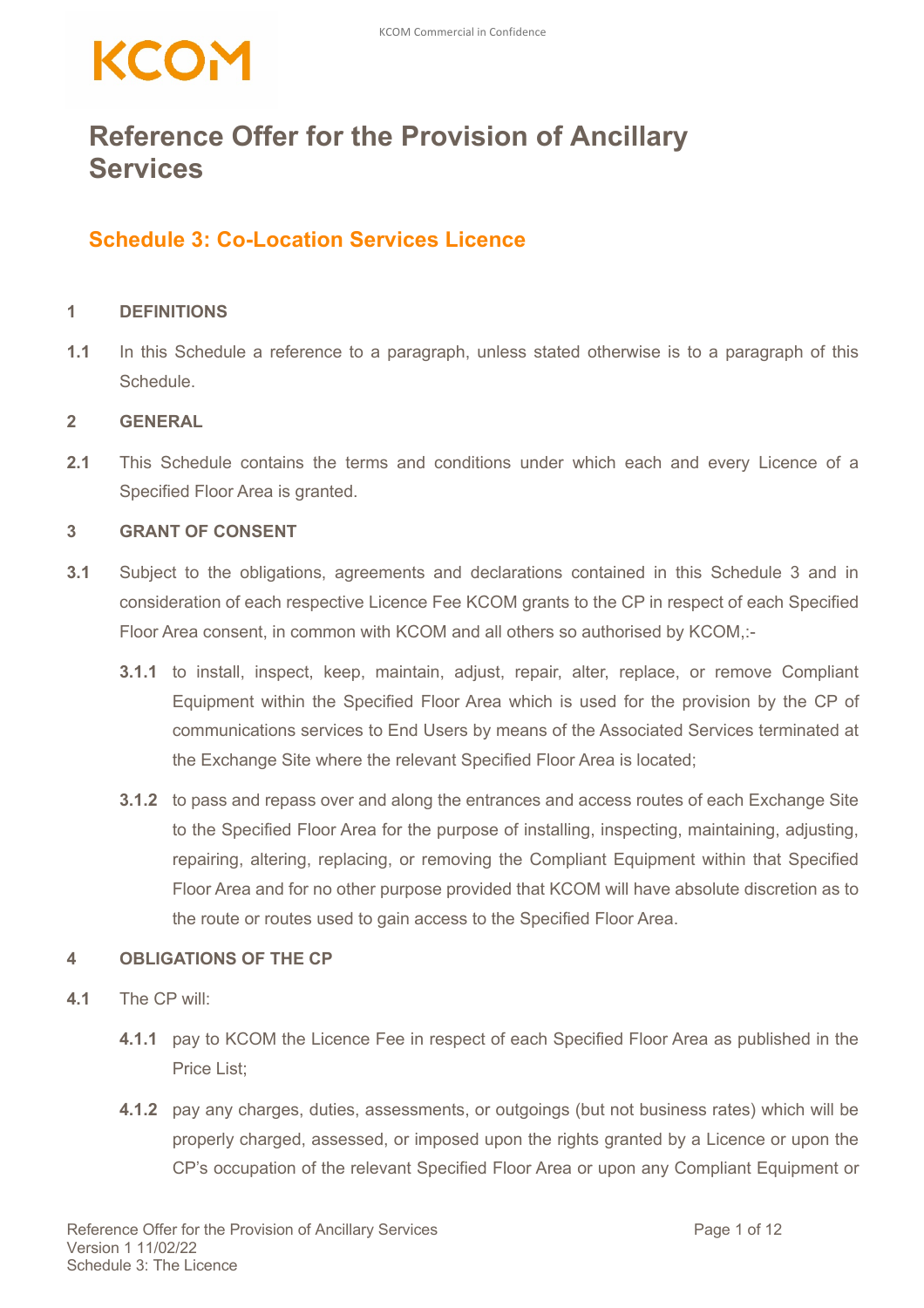# Reference Offer for the Provision of Ancillary Services

## Schedule 3: Co-Location Services Licence

### 1 DEFINITIONS

**1.1** In this Schedule a reference to a paragraph, unless stated otherwise is to a paragraph of this Schedule.

### 2 GENERAL

**2.1** This Schedule contains the terms and conditions under which each and every Licence of a Specified Floor Area is granted.

### 3 GRANT OF CONSENT

**3.1** Subject to the obligations, agreements and declarations contained in this Schedule 3 and in consideration of each respective Licence Fee KCOM grants to the CP in respect of each Specified Floor Area consent, in common with KCOM and all others so authorised by KCOM,:-

**3.1.1** to install, inspect, keep, maintain, adjust, repair, alter, replace, or remove Compliant Equipment within the Specified Floor Area which is used for the provision by the CP of communications services to End Users by means of the Associated Services terminated at the Exchange Site where the relevant Specified Floor Area is located;

**3.1.2** to pass and repass over and along the entrances and access routes of each Exchange Site to the Specified Floor Area for the purpose of installing, inspecting, maintaining, adjusting, repairing, altering, replacing, or removing the Compliant Equipment within that Specified Floor Area and for no other purpose provided that KCOM will have absolute discretion as to the route or routes used to gain access to the Specified Floor Area.

### 4 OBLIGATIONS OF THE CP

**4.1** The CP will:

**4.1.1** pay to KCOM the Licence Fee in respect of each Specified Floor Area as published in the Price List;

**4.1.2** pay any charges, duties, assessments, or outgoings (but not business rates) which will be properly charged, assessed, or imposed upon the rights granted by a Licence or upon the CP's occupation of the relevant Specified Floor Area or upon any Compliant Equipment or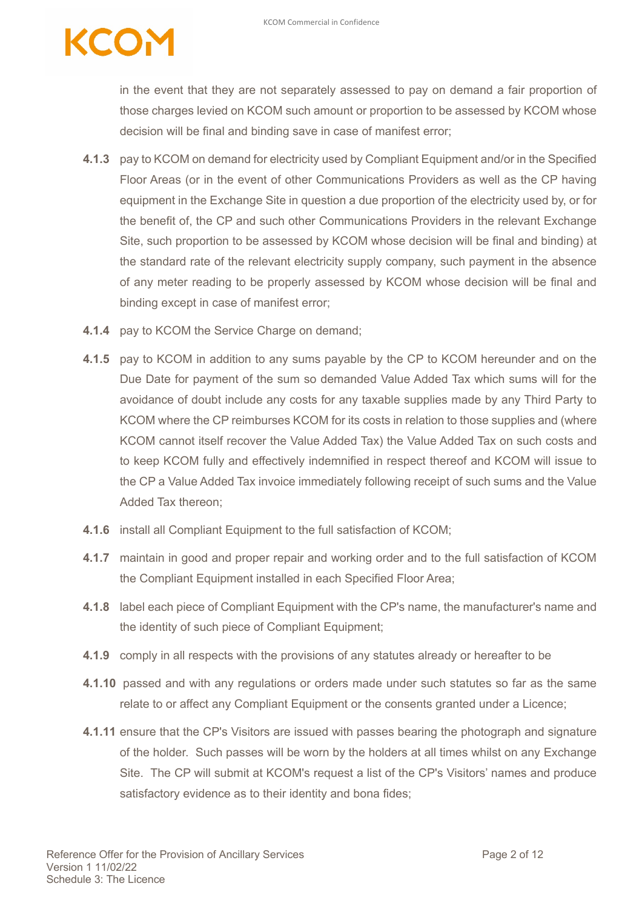in the event that they are not separately assessed to pay on demand a fair proportion of those charges levied on KCOM such amount or proportion to be assessed by KCOM whose decision will be final and binding save in case of manifest error;

**4.1.3** pay to KCOM on demand for electricity used by Compliant Equipment and/or in the Specified Floor Areas (or in the event of other Communications Providers as well as the CP having equipment in the Exchange Site in question a due proportion of the electricity used by, or for the benefit of, the CP and such other Communications Providers in the relevant Exchange Site, such proportion to be assessed by KCOM whose decision will be final and binding) at the standard rate of the relevant electricity supply company, such payment in the absence of any meter reading to be properly assessed by KCOM whose decision will be final and binding except in case of manifest error;

**4.1.4** pay to KCOM the Service Charge on demand;

**4.1.5** pay to KCOM in addition to any sums payable by the CP to KCOM hereunder and on the Due Date for payment of the sum so demanded Value Added Tax which sums will for the avoidance of doubt include any costs for any taxable supplies made by any Third Party to KCOM where the CP reimburses KCOM for its costs in relation to those supplies and (where KCOM cannot itself recover the Value Added Tax) the Value Added Tax on such costs and to keep KCOM fully and effectively indemnified in respect thereof and KCOM will issue to the CP a Value Added Tax invoice immediately following receipt of such sums and the Value Added Tax thereon;

**4.1.6** install all Compliant Equipment to the full satisfaction of KCOM;

**4.1.7** maintain in good and proper repair and working order and to the full satisfaction of KCOM the Compliant Equipment installed in each Specified Floor Area;

**4.1.8** label each piece of Compliant Equipment with the CP's name, the manufacturer's name and the identity of such piece of Compliant Equipment;

**4.1.9** comply in all respects with the provisions of any statutes already or hereafter to be

**4.1.10** passed and with any regulations or orders made under such statutes so far as the same relate to or affect any Compliant Equipment or the consents granted under a Licence;

**4.1.11** ensure that the CP's Visitors are issued with passes bearing the photograph and signature of the holder. Such passes will be worn by the holders at all times whilst on any Exchange Site. The CP will submit at KCOM's request a list of the CP's Visitors' names and produce satisfactory evidence as to their identity and bona fides;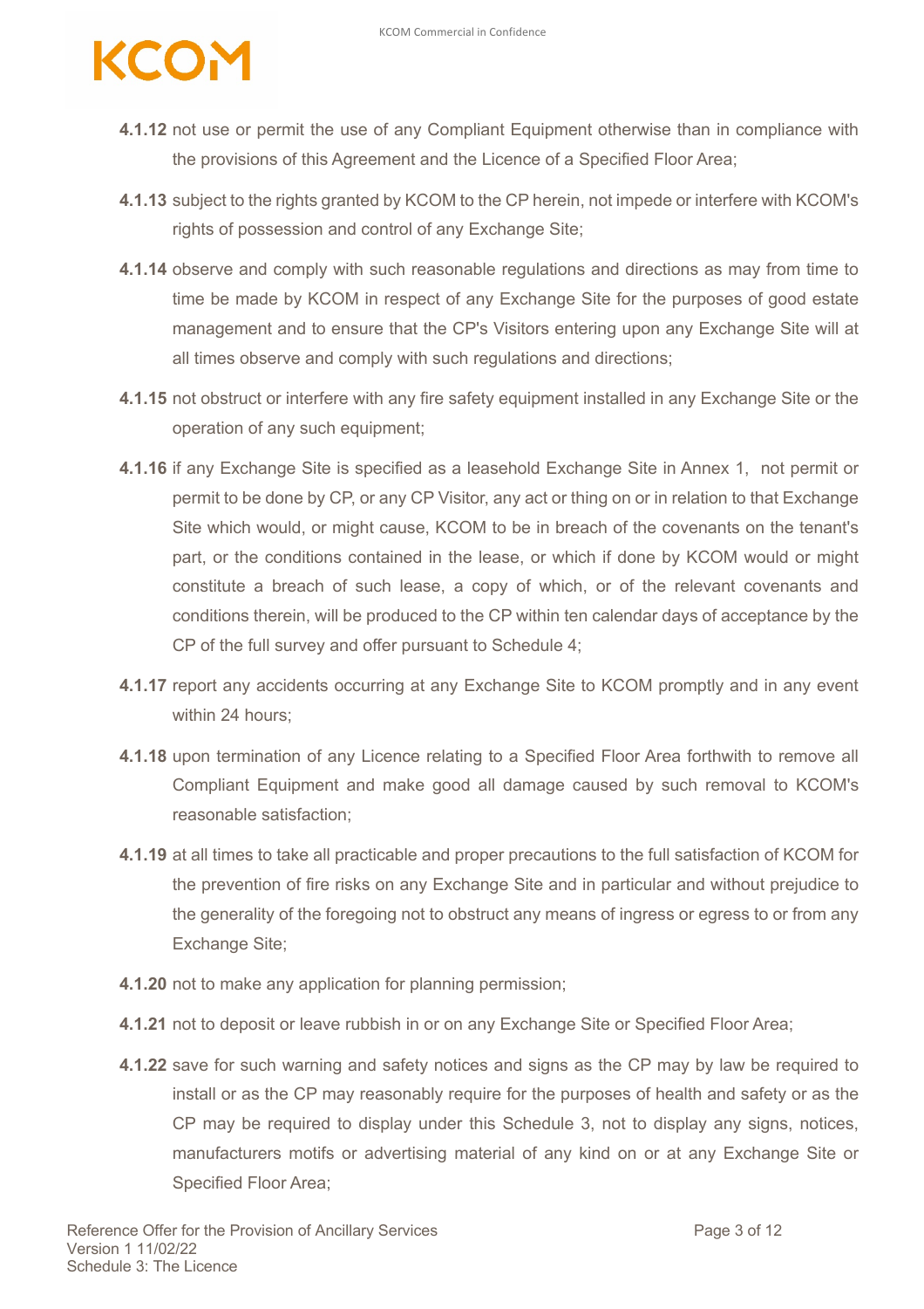**4.1.12** not use or permit the use of any Compliant Equipment otherwise than in compliance with the provisions of this Agreement and the Licence of a Specified Floor Area;

**4.1.13** subject to the rights granted by KCOM to the CP herein, not impede or interfere with KCOM's rights of possession and control of any Exchange Site;

**4.1.14** observe and comply with such reasonable regulations and directions as may from time to time be made by KCOM in respect of any Exchange Site for the purposes of good estate management and to ensure that the CP's Visitors entering upon any Exchange Site will at all times observe and comply with such regulations and directions;

**4.1.15** not obstruct or interfere with any fire safety equipment installed in any Exchange Site or the operation of any such equipment;

**4.1.16** if any Exchange Site is specified as a leasehold Exchange Site in Annex 1, not permit or permit to be done by CP, or any CP Visitor, any act or thing on or in relation to that Exchange Site which would, or might cause, KCOM to be in breach of the covenants on the tenant's part, or the conditions contained in the lease, or which if done by KCOM would or might constitute a breach of such lease, a copy of which, or of the relevant covenants and conditions therein, will be produced to the CP within ten calendar days of acceptance by the CP of the full survey and offer pursuant to Schedule 4;

**4.1.17** report any accidents occurring at any Exchange Site to KCOM promptly and in any event within 24 hours;

**4.1.18** upon termination of any Licence relating to a Specified Floor Area forthwith to remove all Compliant Equipment and make good all damage caused by such removal to KCOM's reasonable satisfaction;

**4.1.19** at all times to take all practicable and proper precautions to the full satisfaction of KCOM for the prevention of fire risks on any Exchange Site and in particular and without prejudice to the generality of the foregoing not to obstruct any means of ingress or egress to or from any Exchange Site;

**4.1.20** not to make any application for planning permission;

**4.1.21** not to deposit or leave rubbish in or on any Exchange Site or Specified Floor Area;

**4.1.22** save for such warning and safety notices and signs as the CP may by law be required to install or as the CP may reasonably require for the purposes of health and safety or as the CP may be required to display under this Schedule 3, not to display any signs, notices, manufacturers motifs or advertising material of any kind on or at any Exchange Site or Specified Floor Area;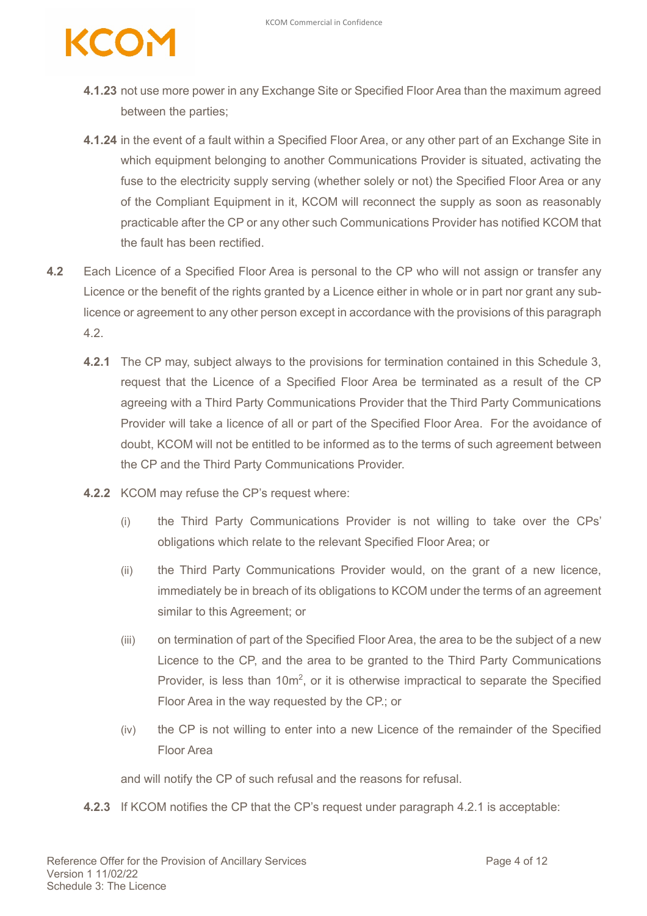**4.1.23** not use more power in any Exchange Site or Specified Floor Area than the maximum agreed between the parties;

**4.1.24** in the event of a fault within a Specified Floor Area, or any other part of an Exchange Site in which equipment belonging to another Communications Provider is situated, activating the fuse to the electricity supply serving (whether solely or not) the Specified Floor Area or any of the Compliant Equipment in it, KCOM will reconnect the supply as soon as reasonably practicable after the CP or any other such Communications Provider has notified KCOM that the fault has been rectified.

**4.2** Each Licence of a Specified Floor Area is personal to the CP who will not assign or transfer any Licence or the benefit of the rights granted by a Licence either in whole or in part nor grant any sub-licence or agreement to any other person except in accordance with the provisions of this paragraph 4.2.

**4.2.1** The CP may, subject always to the provisions for termination contained in this Schedule 3, request that the Licence of a Specified Floor Area be terminated as a result of the CP agreeing with a Third Party Communications Provider that the Third Party Communications Provider will take a licence of all or part of the Specified Floor Area. For the avoidance of doubt, KCOM will not be entitled to be informed as to the terms of such agreement between the CP and the Third Party Communications Provider.

**4.2.2** KCOM may refuse the CP's request where:

(i) the Third Party Communications Provider is not willing to take over the CPs' obligations which relate to the relevant Specified Floor Area; or

(ii) the Third Party Communications Provider would, on the grant of a new licence, immediately be in breach of its obligations to KCOM under the terms of an agreement similar to this Agreement; or

(iii) on termination of part of the Specified Floor Area, the area to be the subject of a new Licence to the CP, and the area to be granted to the Third Party Communications Provider, is less than $10m^2$, or it is otherwise impractical to separate the Specified Floor Area in the way requested by the CP.; or

(iv) the CP is not willing to enter into a new Licence of the remainder of the Specified Floor Area

and will notify the CP of such refusal and the reasons for refusal.

**4.2.3** If KCOM notifies the CP that the CP's request under paragraph 4.2.1 is acceptable: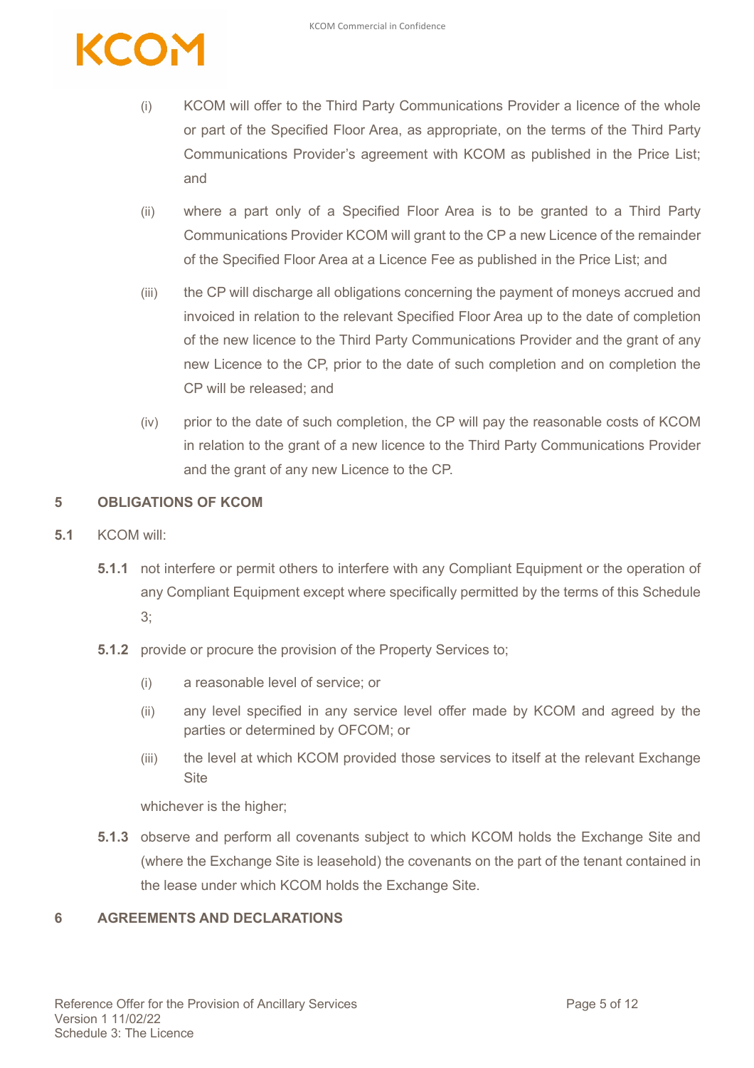(i) KCOM will offer to the Third Party Communications Provider a licence of the whole or part of the Specified Floor Area, as appropriate, on the terms of the Third Party Communications Provider's agreement with KCOM as published in the Price List; and

(ii) where a part only of a Specified Floor Area is to be granted to a Third Party Communications Provider KCOM will grant to the CP a new Licence of the remainder of the Specified Floor Area at a Licence Fee as published in the Price List; and

(iii) the CP will discharge all obligations concerning the payment of moneys accrued and invoiced in relation to the relevant Specified Floor Area up to the date of completion of the new licence to the Third Party Communications Provider and the grant of any new Licence to the CP, prior to the date of such completion and on completion the CP will be released; and

(iv) prior to the date of such completion, the CP will pay the reasonable costs of KCOM in relation to the grant of a new licence to the Third Party Communications Provider and the grant of any new Licence to the CP.

## 5 OBLIGATIONS OF KCOM

**5.1** KCOM will:

**5.1.1** not interfere or permit others to interfere with any Compliant Equipment or the operation of any Compliant Equipment except where specifically permitted by the terms of this Schedule 3;

**5.1.2** provide or procure the provision of the Property Services to;

(i) a reasonable level of service; or

(ii) any level specified in any service level offer made by KCOM and agreed by the parties or determined by OFCOM; or

(iii) the level at which KCOM provided those services to itself at the relevant Exchange Site

whichever is the higher;

**5.1.3** observe and perform all covenants subject to which KCOM holds the Exchange Site and (where the Exchange Site is leasehold) the covenants on the part of the tenant contained in the lease under which KCOM holds the Exchange Site.

## 6 AGREEMENTS AND DECLARATIONS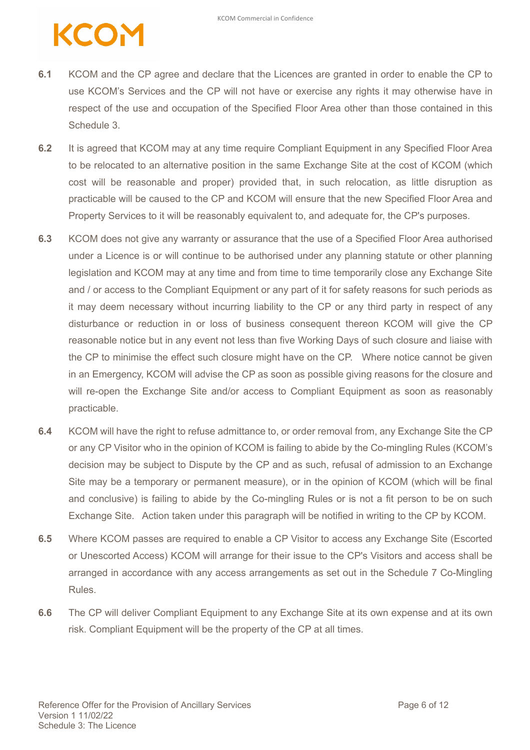**6.1** KCOM and the CP agree and declare that the Licences are granted in order to enable the CP to use KCOM's Services and the CP will not have or exercise any rights it may otherwise have in respect of the use and occupation of the Specified Floor Area other than those contained in this Schedule 3.

**6.2** It is agreed that KCOM may at any time require Compliant Equipment in any Specified Floor Area to be relocated to an alternative position in the same Exchange Site at the cost of KCOM (which cost will be reasonable and proper) provided that, in such relocation, as little disruption as practicable will be caused to the CP and KCOM will ensure that the new Specified Floor Area and Property Services to it will be reasonably equivalent to, and adequate for, the CP's purposes.

**6.3** KCOM does not give any warranty or assurance that the use of a Specified Floor Area authorised under a Licence is or will continue to be authorised under any planning statute or other planning legislation and KCOM may at any time and from time to time temporarily close any Exchange Site and / or access to the Compliant Equipment or any part of it for safety reasons for such periods as it may deem necessary without incurring liability to the CP or any third party in respect of any disturbance or reduction in or loss of business consequent thereon KCOM will give the CP reasonable notice but in any event not less than five Working Days of such closure and liaise with the CP to minimise the effect such closure might have on the CP. Where notice cannot be given in an Emergency, KCOM will advise the CP as soon as possible giving reasons for the closure and will re-open the Exchange Site and/or access to Compliant Equipment as soon as reasonably practicable.

**6.4** KCOM will have the right to refuse admittance to, or order removal from, any Exchange Site the CP or any CP Visitor who in the opinion of KCOM is failing to abide by the Co-mingling Rules (KCOM's decision may be subject to Dispute by the CP and as such, refusal of admission to an Exchange Site may be a temporary or permanent measure), or in the opinion of KCOM (which will be final and conclusive) is failing to abide by the Co-mingling Rules or is not a fit person to be on such Exchange Site. Action taken under this paragraph will be notified in writing to the CP by KCOM.

**6.5** Where KCOM passes are required to enable a CP Visitor to access any Exchange Site (Escorted or Unescorted Access) KCOM will arrange for their issue to the CP's Visitors and access shall be arranged in accordance with any access arrangements as set out in the Schedule 7 Co-Mingling Rules.

**6.6** The CP will deliver Compliant Equipment to any Exchange Site at its own expense and at its own risk. Compliant Equipment will be the property of the CP at all times.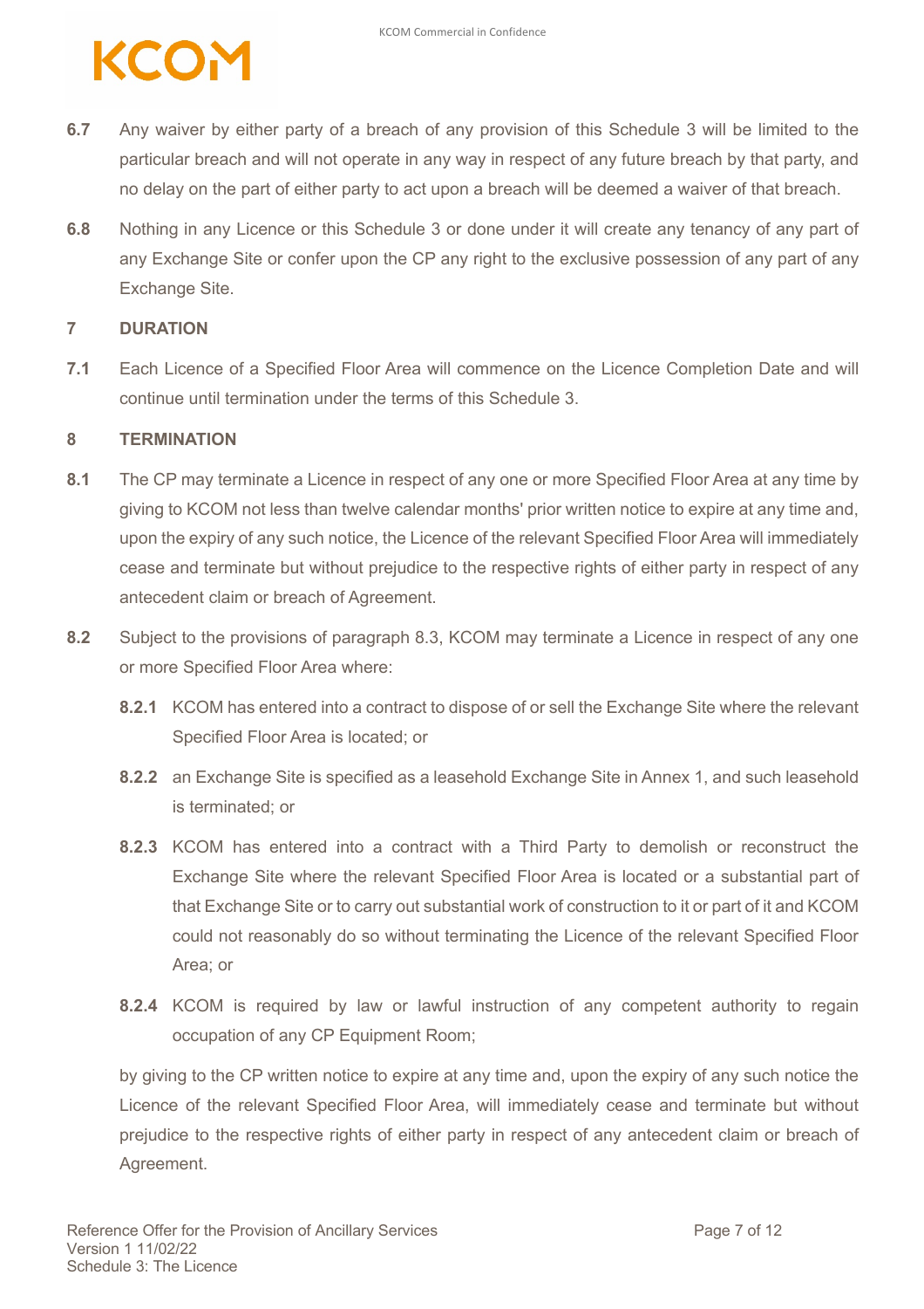**6.7** Any waiver by either party of a breach of any provision of this Schedule 3 will be limited to the particular breach and will not operate in any way in respect of any future breach by that party, and no delay on the part of either party to act upon a breach will be deemed a waiver of that breach.

**6.8** Nothing in any Licence or this Schedule 3 or done under it will create any tenancy of any part of any Exchange Site or confer upon the CP any right to the exclusive possession of any part of any Exchange Site.

## 7 DURATION

**7.1** Each Licence of a Specified Floor Area will commence on the Licence Completion Date and will continue until termination under the terms of this Schedule 3.

## 8 TERMINATION

**8.1** The CP may terminate a Licence in respect of any one or more Specified Floor Area at any time by giving to KCOM not less than twelve calendar months' prior written notice to expire at any time and, upon the expiry of any such notice, the Licence of the relevant Specified Floor Area will immediately cease and terminate but without prejudice to the respective rights of either party in respect of any antecedent claim or breach of Agreement.

**8.2** Subject to the provisions of paragraph 8.3, KCOM may terminate a Licence in respect of any one or more Specified Floor Area where:

**8.2.1** KCOM has entered into a contract to dispose of or sell the Exchange Site where the relevant Specified Floor Area is located; or

**8.2.2** an Exchange Site is specified as a leasehold Exchange Site in Annex 1, and such leasehold is terminated; or

**8.2.3** KCOM has entered into a contract with a Third Party to demolish or reconstruct the Exchange Site where the relevant Specified Floor Area is located or a substantial part of that Exchange Site or to carry out substantial work of construction to it or part of it and KCOM could not reasonably do so without terminating the Licence of the relevant Specified Floor Area; or

**8.2.4** KCOM is required by law or lawful instruction of any competent authority to regain occupation of any CP Equipment Room;

by giving to the CP written notice to expire at any time and, upon the expiry of any such notice the Licence of the relevant Specified Floor Area, will immediately cease and terminate but without prejudice to the respective rights of either party in respect of any antecedent claim or breach of Agreement.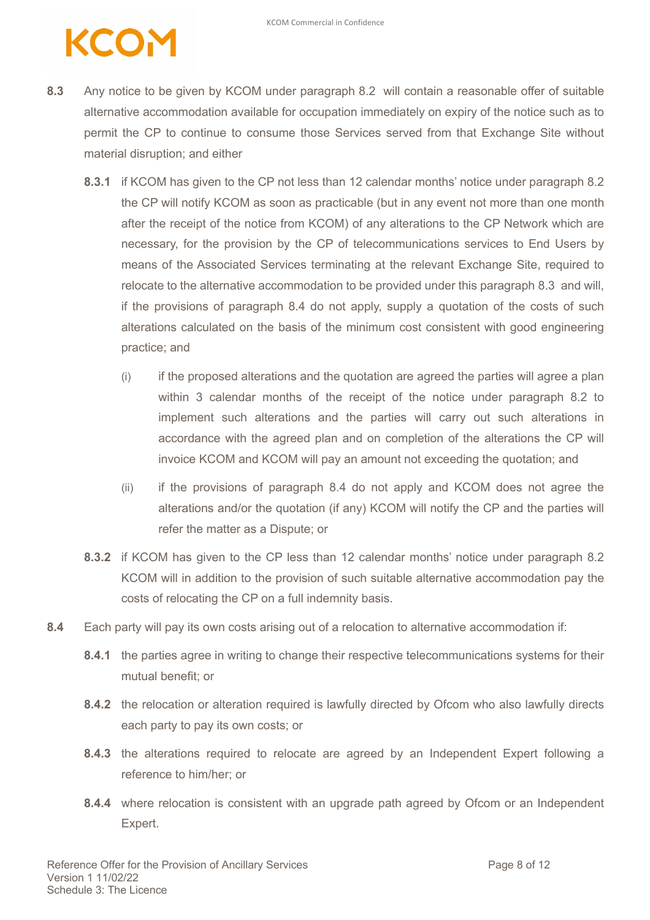**8.3** Any notice to be given by KCOM under paragraph 8.2 will contain a reasonable offer of suitable alternative accommodation available for occupation immediately on expiry of the notice such as to permit the CP to continue to consume those Services served from that Exchange Site without material disruption; and either

**8.3.1** if KCOM has given to the CP not less than 12 calendar months' notice under paragraph 8.2 the CP will notify KCOM as soon as practicable (but in any event not more than one month after the receipt of the notice from KCOM) of any alterations to the CP Network which are necessary, for the provision by the CP of telecommunications services to End Users by means of the Associated Services terminating at the relevant Exchange Site, required to relocate to the alternative accommodation to be provided under this paragraph 8.3 and will, if the provisions of paragraph 8.4 do not apply, supply a quotation of the costs of such alterations calculated on the basis of the minimum cost consistent with good engineering practice; and

(i) if the proposed alterations and the quotation are agreed the parties will agree a plan within 3 calendar months of the receipt of the notice under paragraph 8.2 to implement such alterations and the parties will carry out such alterations in accordance with the agreed plan and on completion of the alterations the CP will invoice KCOM and KCOM will pay an amount not exceeding the quotation; and

(ii) if the provisions of paragraph 8.4 do not apply and KCOM does not agree the alterations and/or the quotation (if any) KCOM will notify the CP and the parties will refer the matter as a Dispute; or

**8.3.2** if KCOM has given to the CP less than 12 calendar months' notice under paragraph 8.2 KCOM will in addition to the provision of such suitable alternative accommodation pay the costs of relocating the CP on a full indemnity basis.

**8.4** Each party will pay its own costs arising out of a relocation to alternative accommodation if:

**8.4.1** the parties agree in writing to change their respective telecommunications systems for their mutual benefit; or

**8.4.2** the relocation or alteration required is lawfully directed by Ofcom who also lawfully directs each party to pay its own costs; or

**8.4.3** the alterations required to relocate are agreed by an Independent Expert following a reference to him/her; or

**8.4.4** where relocation is consistent with an upgrade path agreed by Ofcom or an Independent Expert.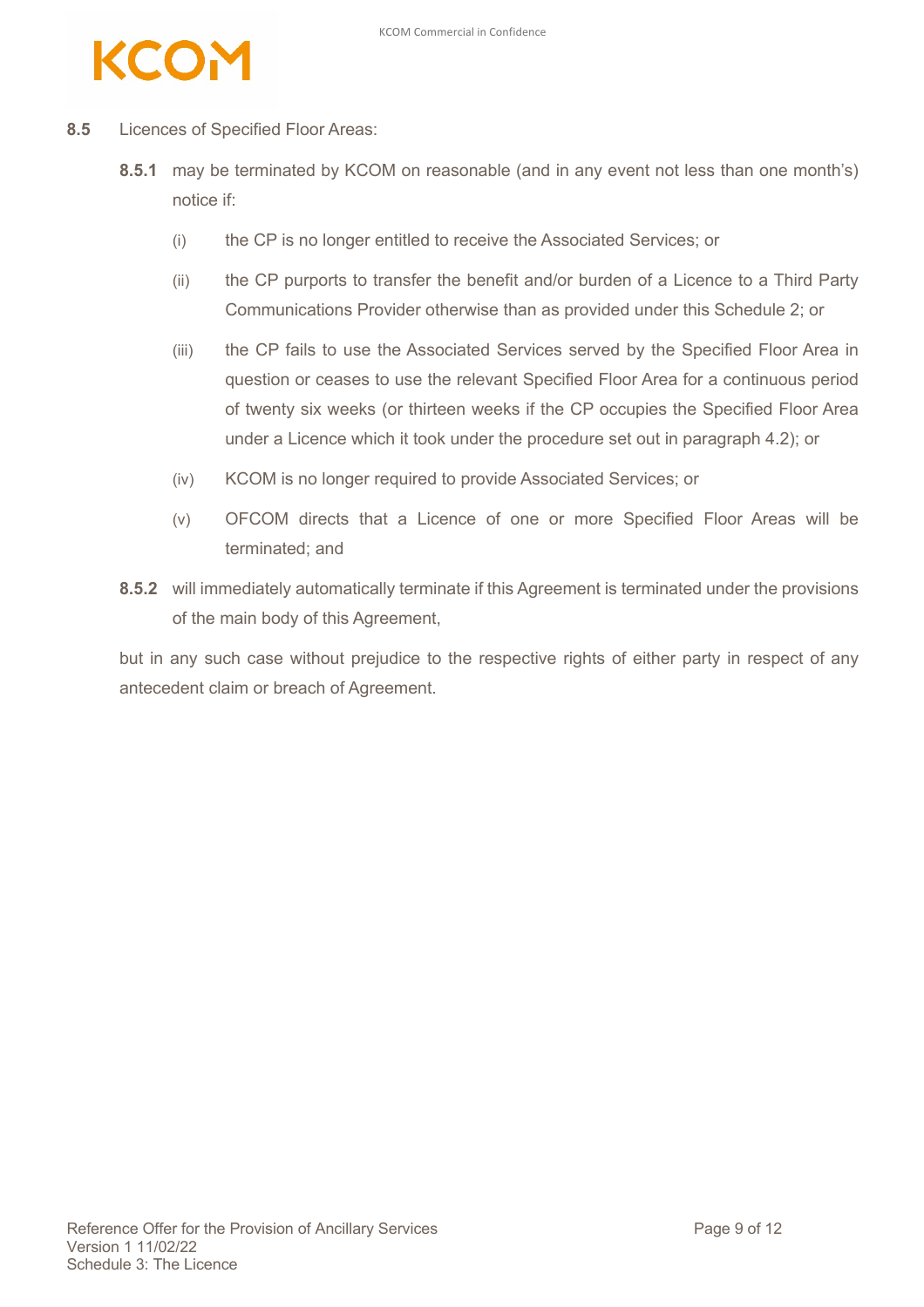**8.5** Licences of Specified Floor Areas:

**8.5.1** may be terminated by KCOM on reasonable (and in any event not less than one month's) notice if:

(i) the CP is no longer entitled to receive the Associated Services; or

(ii) the CP purports to transfer the benefit and/or burden of a Licence to a Third Party Communications Provider otherwise than as provided under this Schedule 2; or

(iii) the CP fails to use the Associated Services served by the Specified Floor Area in question or ceases to use the relevant Specified Floor Area for a continuous period of twenty six weeks (or thirteen weeks if the CP occupies the Specified Floor Area under a Licence which it took under the procedure set out in paragraph 4.2); or

(iv) KCOM is no longer required to provide Associated Services; or

(v) OFCOM directs that a Licence of one or more Specified Floor Areas will be terminated; and

**8.5.2** will immediately automatically terminate if this Agreement is terminated under the provisions of the main body of this Agreement,

but in any such case without prejudice to the respective rights of either party in respect of any antecedent claim or breach of Agreement.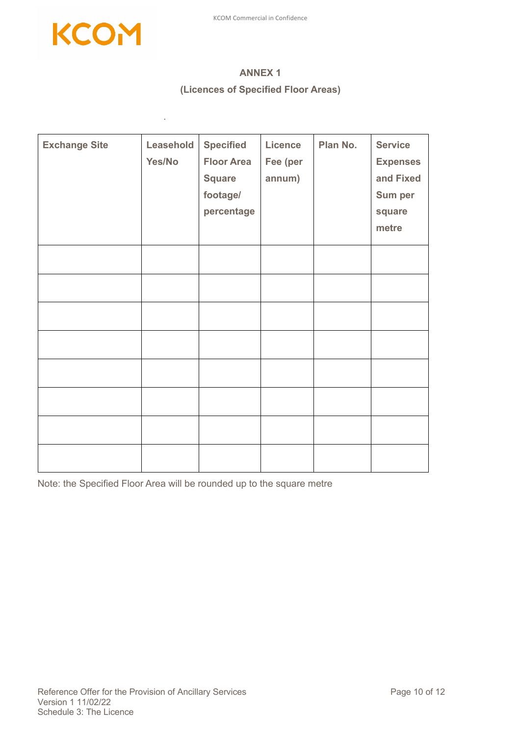**ANNEX 1**

**(Licences of Specified Floor Areas)**

| Exchange Site | Leasehold Yes/No | Specified Floor Area Square footage/ percentage | Licence Fee (per annum) | Plan No. | Service Expenses and Fixed Sum per square metre |
|---|---|---|---|---|---|
| | | | | | |
| | | | | | |
| | | | | | |
| | | | | | |
| | | | | | |
| | | | | | |
| | | | | | |
| | | | | | |

Note: the Specified Floor Area will be rounded up to the square metre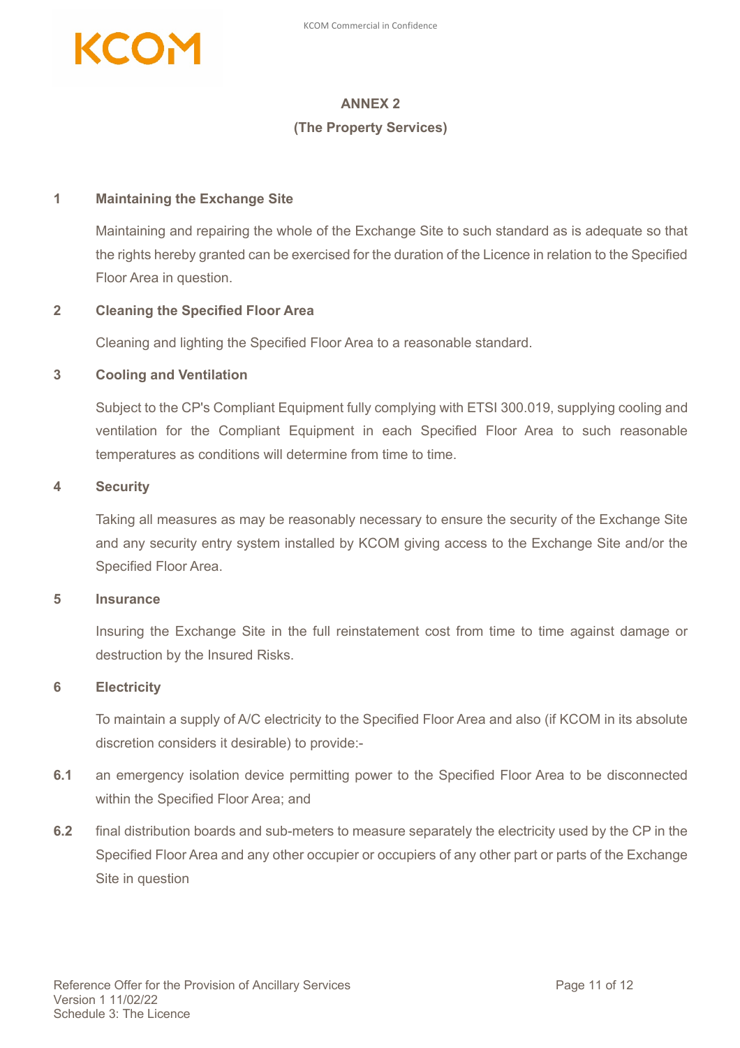# ANNEX 2

## (The Property Services)

**1 Maintaining the Exchange Site**

Maintaining and repairing the whole of the Exchange Site to such standard as is adequate so that the rights hereby granted can be exercised for the duration of the Licence in relation to the Specified Floor Area in question.

**2 Cleaning the Specified Floor Area**

Cleaning and lighting the Specified Floor Area to a reasonable standard.

**3 Cooling and Ventilation**

Subject to the CP's Compliant Equipment fully complying with ETSI 300.019, supplying cooling and ventilation for the Compliant Equipment in each Specified Floor Area to such reasonable temperatures as conditions will determine from time to time.

**4 Security**

Taking all measures as may be reasonably necessary to ensure the security of the Exchange Site and any security entry system installed by KCOM giving access to the Exchange Site and/or the Specified Floor Area.

**5 Insurance**

Insuring the Exchange Site in the full reinstatement cost from time to time against damage or destruction by the Insured Risks.

**6 Electricity**

To maintain a supply of A/C electricity to the Specified Floor Area and also (if KCOM in its absolute discretion considers it desirable) to provide:-

**6.1** an emergency isolation device permitting power to the Specified Floor Area to be disconnected within the Specified Floor Area; and

**6.2** final distribution boards and sub-meters to measure separately the electricity used by the CP in the Specified Floor Area and any other occupier or occupiers of any other part or parts of the Exchange Site in question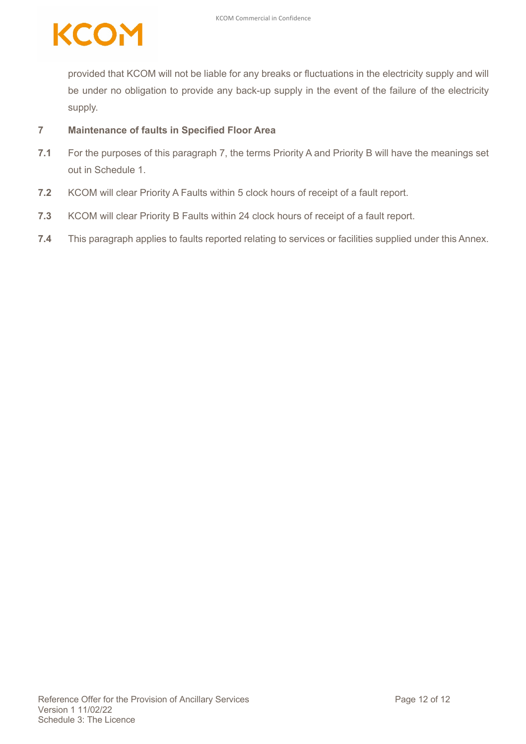provided that KCOM will not be liable for any breaks or fluctuations in the electricity supply and will be under no obligation to provide any back-up supply in the event of the failure of the electricity supply.

**7 Maintenance of faults in Specified Floor Area**

**7.1** For the purposes of this paragraph 7, the terms Priority A and Priority B will have the meanings set out in Schedule 1.

**7.2** KCOM will clear Priority A Faults within 5 clock hours of receipt of a fault report.

**7.3** KCOM will clear Priority B Faults within 24 clock hours of receipt of a fault report.

**7.4** This paragraph applies to faults reported relating to services or facilities supplied under this Annex.